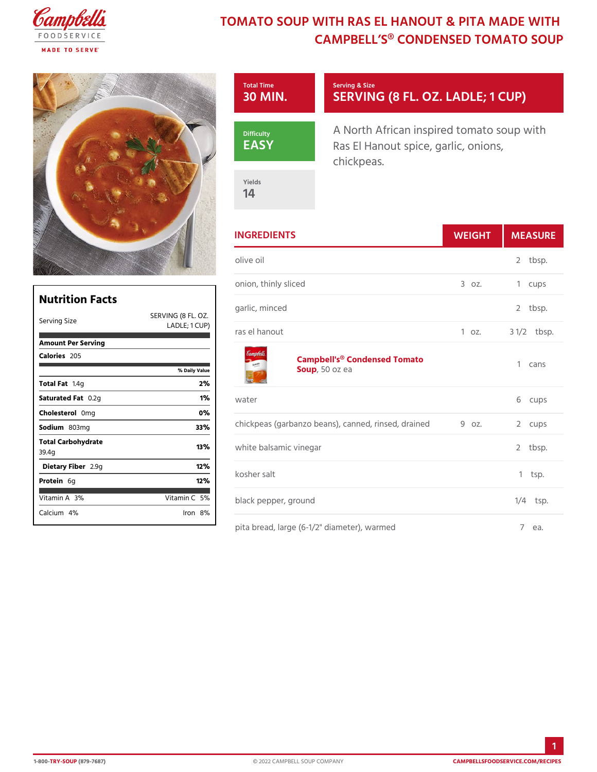# TOMATO SOUP WITH RAS EL HANOUT & PITA MADE WITH CAMPBELL'S® CONDENSED TOMATO SOUP

**Total Time**
30 MIN.

**Serving & Size**
SERVING (8 FL. OZ. LADLE; 1 CUP)

**Difficulty**
EASY

**Yields**
14

A North African inspired tomato soup with Ras El Hanout spice, garlic, onions, chickpeas.

## Nutrition Facts

| Serving Size | SERVING (8 FL. OZ. LADLE; 1 CUP) |
|---|---|
| **Amount Per Serving** | |
| **Calories** 205 | |
| | % Daily Value |
| **Total Fat** 1.4g | 2% |
| **Saturated Fat** 0.2g | 1% |
| **Cholesterol** 0mg | 0% |
| **Sodium** 803mg | 33% |
| **Total Carbohydrate** 39.4g | 13% |
| **Dietary Fiber** 2.9g | 12% |
| **Protein** 6g | 12% |
| Vitamin A 3% | Vitamin C 5% |
| Calcium 4% | Iron 8% |

## INGREDIENTS

| INGREDIENTS | WEIGHT | MEASURE |
|---|---|---|
| olive oil | | 2 tbsp. |
| onion, thinly sliced | 3 oz. | 1 cups |
| garlic, minced | | 2 tbsp. |
| ras el hanout | 1 oz. | 3 1/2 tbsp. |
| **Campbell's® Condensed Tomato Soup**, 50 oz ea | | 1 cans |
| water | | 6 cups |
| chickpeas (garbanzo beans), canned, rinsed, drained | 9 oz. | 2 cups |
| white balsamic vinegar | | 2 tbsp. |
| kosher salt | | 1 tsp. |
| black pepper, ground | | 1/4 tsp. |
| pita bread, large (6-1/2" diameter), warmed | | 7 ea. |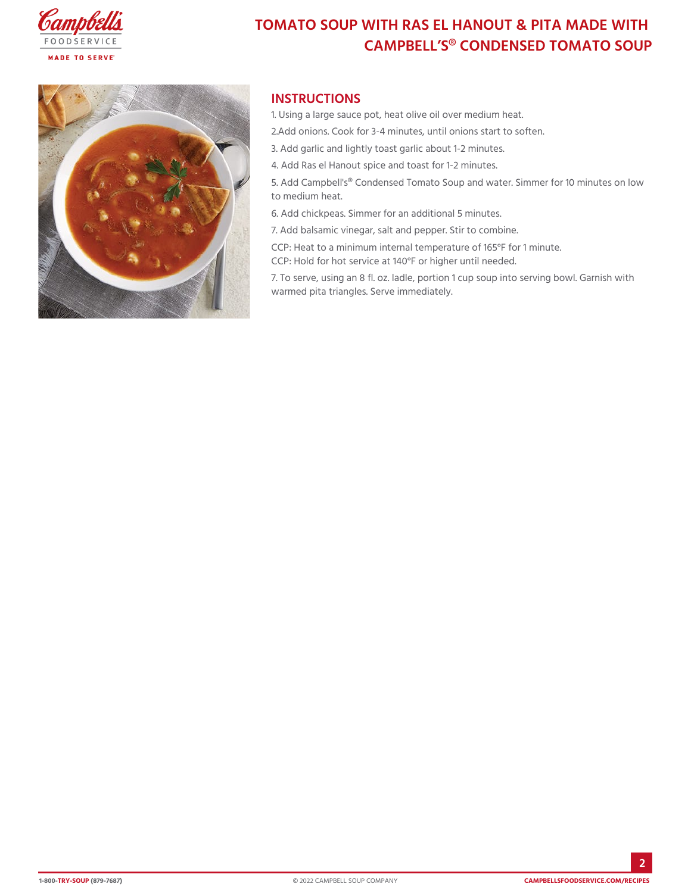## INSTRUCTIONS

1. Using a large sauce pot, heat olive oil over medium heat.

2.Add onions. Cook for 3-4 minutes, until onions start to soften.

3. Add garlic and lightly toast garlic about 1-2 minutes.

4. Add Ras el Hanout spice and toast for 1-2 minutes.

5. Add Campbell's® Condensed Tomato Soup and water. Simmer for 10 minutes on low to medium heat.

6. Add chickpeas. Simmer for an additional 5 minutes.

7. Add balsamic vinegar, salt and pepper. Stir to combine.

CCP: Heat to a minimum internal temperature of 165°F for 1 minute.
CCP: Hold for hot service at 140°F or higher until needed.

7. To serve, using an 8 fl. oz. ladle, portion 1 cup soup into serving bowl. Garnish with warmed pita triangles. Serve immediately.